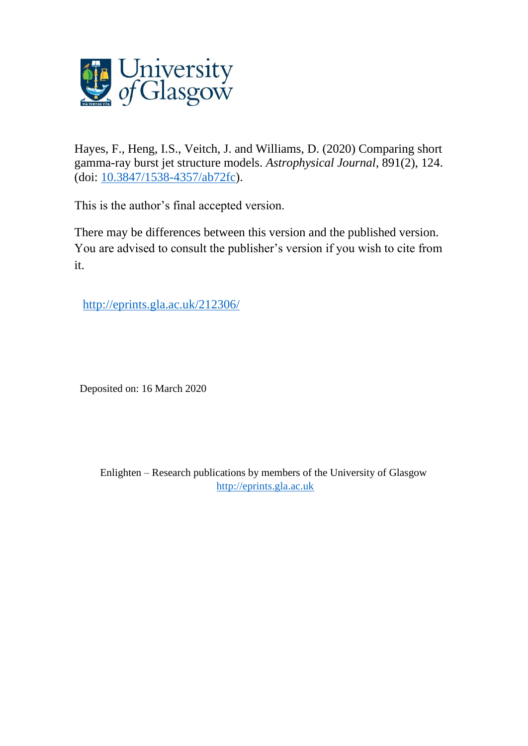University of Glasgow

Hayes, F., Heng, I.S., Veitch, J. and Williams, D. (2020) Comparing short gamma-ray burst jet structure models. *Astrophysical Journal*, 891(2), 124. (doi: 10.3847/1538-4357/ab72fc).

This is the author's final accepted version.

There may be differences between this version and the published version. You are advised to consult the publisher's version if you wish to cite from it.

http://eprints.gla.ac.uk/212306/

Deposited on: 16 March 2020

Enlighten – Research publications by members of the University of Glasgow
http://eprints.gla.ac.uk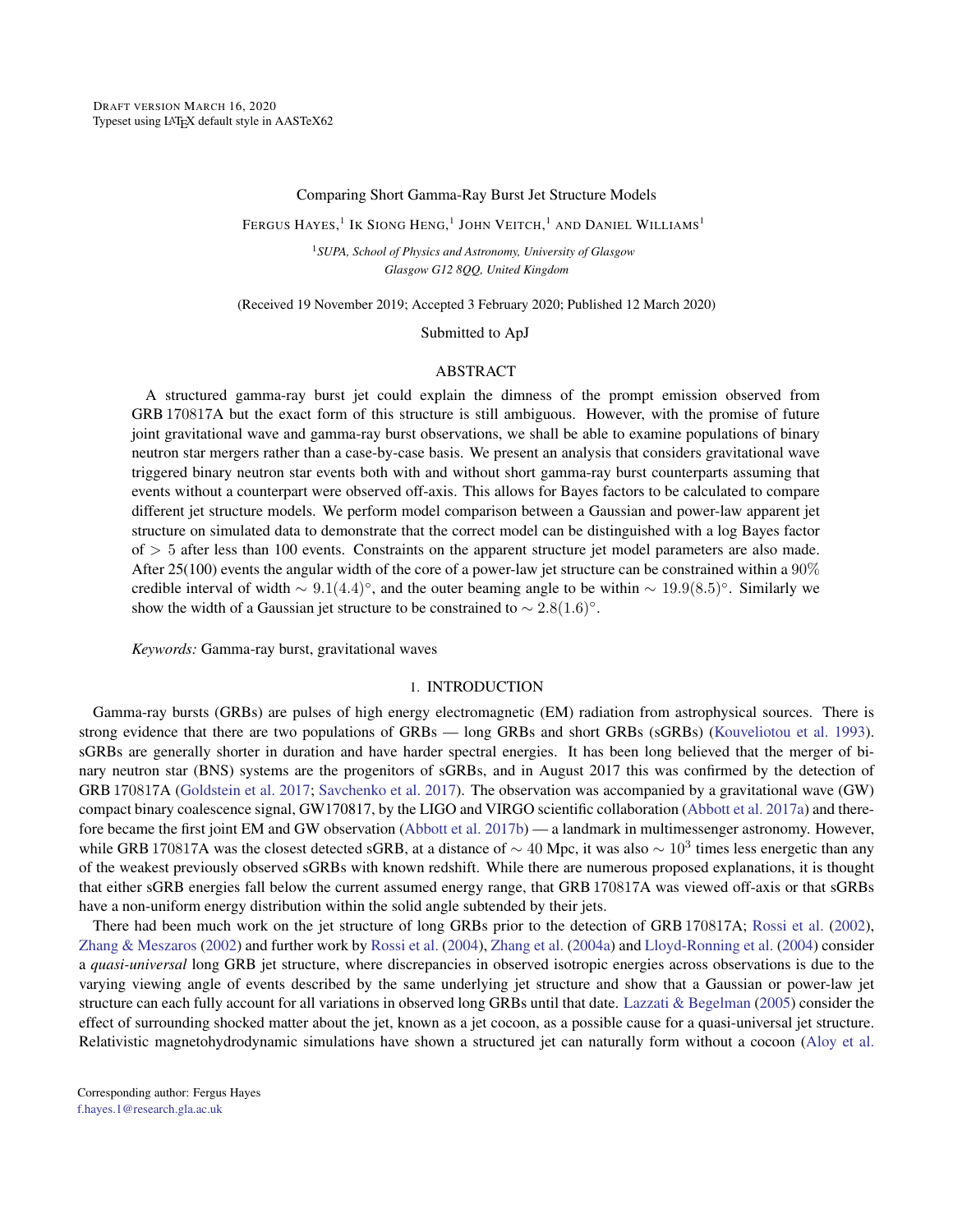Comparing Short Gamma-Ray Burst Jet Structure Models

Fergus Hayes,[1] Ik Siong Heng,[1] John Veitch,[1] and Daniel Williams[1]

[1]*SUPA, School of Physics and Astronomy, University of Glasgow Glasgow G12 8QQ, United Kingdom*

(Received 19 November 2019; Accepted 3 February 2020; Published 12 March 2020)

Submitted to ApJ

## ABSTRACT

A structured gamma-ray burst jet could explain the dimness of the prompt emission observed from GRB 170817A but the exact form of this structure is still ambiguous. However, with the promise of future joint gravitational wave and gamma-ray burst observations, we shall be able to examine populations of binary neutron star mergers rather than a case-by-case basis. We present an analysis that considers gravitational wave triggered binary neutron star events both with and without short gamma-ray burst counterparts assuming that events without a counterpart were observed off-axis. This allows for Bayes factors to be calculated to compare different jet structure models. We perform model comparison between a Gaussian and power-law apparent jet structure on simulated data to demonstrate that the correct model can be distinguished with a log Bayes factor of $> 5$ after less than 100 events. Constraints on the apparent structure jet model parameters are also made. After 25(100) events the angular width of the core of a power-law jet structure can be constrained within a 90% credible interval of width $\sim 9.1(4.4)^{\circ}$, and the outer beaming angle to be within $\sim 19.9(8.5)^{\circ}$. Similarly we show the width of a Gaussian jet structure to be constrained to $\sim 2.8(1.6)^{\circ}$.

*Keywords:* Gamma-ray burst, gravitational waves

## 1. INTRODUCTION

Gamma-ray bursts (GRBs) are pulses of high energy electromagnetic (EM) radiation from astrophysical sources. There is strong evidence that there are two populations of GRBs — long GRBs and short GRBs (sGRBs) (Kouveliotou et al. 1993). sGRBs are generally shorter in duration and have harder spectral energies. It has been long believed that the merger of binary neutron star (BNS) systems are the progenitors of sGRBs, and in August 2017 this was confirmed by the detection of GRB 170817A (Goldstein et al. 2017; Savchenko et al. 2017). The observation was accompanied by a gravitational wave (GW) compact binary coalescence signal, GW170817, by the LIGO and VIRGO scientific collaboration (Abbott et al. 2017a) and therefore became the first joint EM and GW observation (Abbott et al. 2017b) — a landmark in multimessenger astronomy. However, while GRB 170817A was the closest detected sGRB, at a distance of $\sim 40$ Mpc, it was also $\sim 10^3$ times less energetic than any of the weakest previously observed sGRBs with known redshift. While there are numerous proposed explanations, it is thought that either sGRB energies fall below the current assumed energy range, that GRB 170817A was viewed off-axis or that sGRBs have a non-uniform energy distribution within the solid angle subtended by their jets.

There had been much work on the jet structure of long GRBs prior to the detection of GRB 170817A; Rossi et al. (2002), Zhang & Meszaros (2002) and further work by Rossi et al. (2004), Zhang et al. (2004a) and Lloyd-Ronning et al. (2004) consider a *quasi-universal* long GRB jet structure, where discrepancies in observed isotropic energies across observations is due to the varying viewing angle of events described by the same underlying jet structure and show that a Gaussian or power-law jet structure can each fully account for all variations in observed long GRBs until that date. Lazzati & Begelman (2005) consider the effect of surrounding shocked matter about the jet, known as a jet cocoon, as a possible cause for a quasi-universal jet structure. Relativistic magnetohydrodynamic simulations have shown a structured jet can naturally form without a cocoon (Aloy et al.

Corresponding author: Fergus Hayes
f.hayes.1@research.gla.ac.uk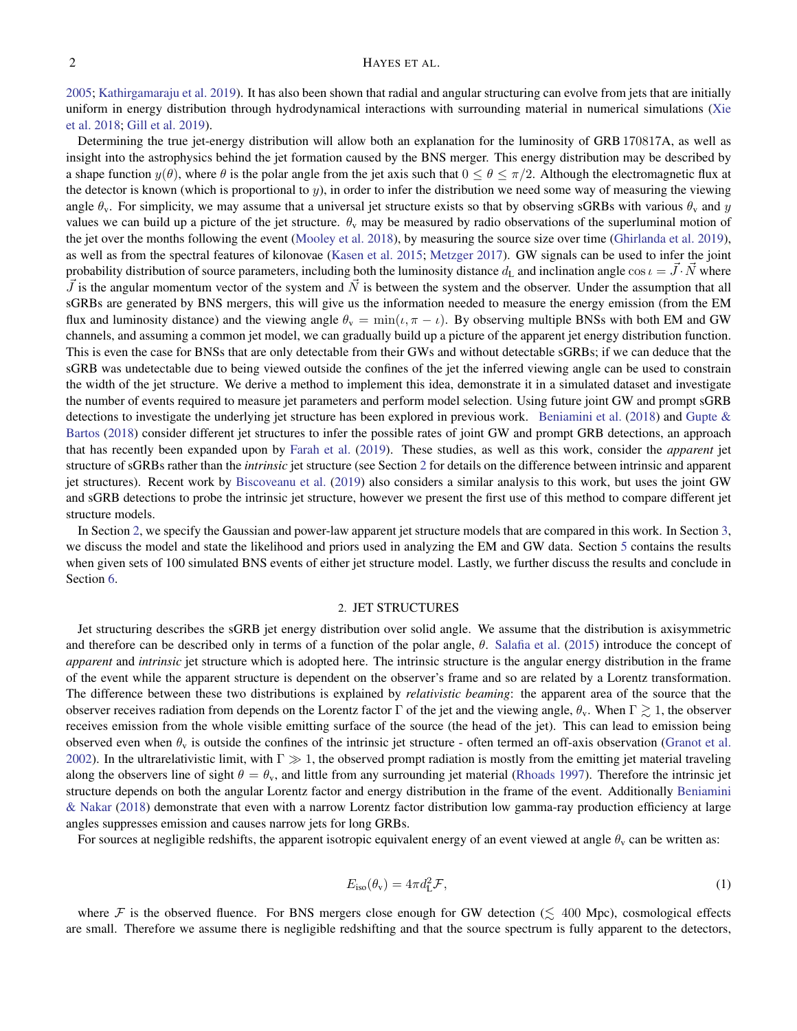2005; Kathirgamaraju et al. 2019). It has also been shown that radial and angular structuring can evolve from jets that are initially uniform in energy distribution through hydrodynamical interactions with surrounding material in numerical simulations (Xie et al. 2018; Gill et al. 2019).

Determining the true jet-energy distribution will allow both an explanation for the luminosity of GRB 170817A, as well as insight into the astrophysics behind the jet formation caused by the BNS merger. This energy distribution may be described by a shape function $y(\theta)$, where $\theta$ is the polar angle from the jet axis such that $0 \leq \theta \leq \pi/2$. Although the electromagnetic flux at the detector is known (which is proportional to $y$), in order to infer the distribution we need some way of measuring the viewing angle $\theta_{\rm v}$. For simplicity, we may assume that a universal jet structure exists so that by observing sGRBs with various $\theta_{\rm v}$ and $y$ values we can build up a picture of the jet structure. $\theta_{\rm v}$ may be measured by radio observations of the superluminal motion of the jet over the months following the event (Mooley et al. 2018), by measuring the source size over time (Ghirlanda et al. 2019), as well as from the spectral features of kilonovae (Kasen et al. 2015; Metzger 2017). GW signals can be used to infer the joint probability distribution of source parameters, including both the luminosity distance $d_{\rm L}$ and inclination angle $\cos\iota = \vec{J}\cdot\vec{N}$ where $\vec{J}$ is the angular momentum vector of the system and $\vec{N}$ is between the system and the observer. Under the assumption that all sGRBs are generated by BNS mergers, this will give us the information needed to measure the energy emission (from the EM flux and luminosity distance) and the viewing angle $\theta_{\rm v} = \min(\iota, \pi - \iota)$. By observing multiple BNSs with both EM and GW channels, and assuming a common jet model, we can gradually build up a picture of the apparent jet energy distribution function. This is even the case for BNSs that are only detectable from their GWs and without detectable sGRBs; if we can deduce that the sGRB was undetectable due to being viewed outside the confines of the jet the inferred viewing angle can be used to constrain the width of the jet structure. We derive a method to implement this idea, demonstrate it in a simulated dataset and investigate the number of events required to measure jet parameters and perform model selection. Using future joint GW and prompt sGRB detections to investigate the underlying jet structure has been explored in previous work. Beniamini et al. (2018) and Gupte & Bartos (2018) consider different jet structures to infer the possible rates of joint GW and prompt GRB detections, an approach that has recently been expanded upon by Farah et al. (2019). These studies, as well as this work, consider the *apparent* jet structure of sGRBs rather than the *intrinsic* jet structure (see Section 2 for details on the difference between intrinsic and apparent jet structures). Recent work by Biscoveanu et al. (2019) also considers a similar analysis to this work, but uses the joint GW and sGRB detections to probe the intrinsic jet structure, however we present the first use of this method to compare different jet structure models.

In Section 2, we specify the Gaussian and power-law apparent jet structure models that are compared in this work. In Section 3, we discuss the model and state the likelihood and priors used in analyzing the EM and GW data. Section 5 contains the results when given sets of 100 simulated BNS events of either jet structure model. Lastly, we further discuss the results and conclude in Section 6.

## 2. JET STRUCTURES

Jet structuring describes the sGRB jet energy distribution over solid angle. We assume that the distribution is axisymmetric and therefore can be described only in terms of a function of the polar angle, $\theta$. Salafia et al. (2015) introduce the concept of *apparent* and *intrinsic* jet structure which is adopted here. The intrinsic structure is the angular energy distribution in the frame of the event while the apparent structure is dependent on the observer's frame and so are related by a Lorentz transformation. The difference between these two distributions is explained by *relativistic beaming*: the apparent area of the source that the observer receives radiation from depends on the Lorentz factor $\Gamma$ of the jet and the viewing angle, $\theta_{\rm v}$. When $\Gamma \gtrsim 1$, the observer receives emission from the whole visible emitting surface of the source (the head of the jet). This can lead to emission being observed even when $\theta_{\rm v}$ is outside the confines of the intrinsic jet structure - often termed an off-axis observation (Granot et al. 2002). In the ultrarelativistic limit, with $\Gamma \gg 1$, the observed prompt radiation is mostly from the emitting jet material traveling along the observers line of sight $\theta = \theta_{\rm v}$, and little from any surrounding jet material (Rhoads 1997). Therefore the intrinsic jet structure depends on both the angular Lorentz factor and energy distribution in the frame of the event. Additionally Beniamini & Nakar (2018) demonstrate that even with a narrow Lorentz factor distribution low gamma-ray production efficiency at large angles suppresses emission and causes narrow jets for long GRBs.

For sources at negligible redshifts, the apparent isotropic equivalent energy of an event viewed at angle $\theta_{\rm v}$ can be written as:

$$E_{\rm iso}(\theta_{\rm v}) = 4\pi d_{\rm L}^2 \mathcal{F}, \tag{1}$$

where $\mathcal{F}$ is the observed fluence. For BNS mergers close enough for GW detection ($\lesssim$ 400 Mpc), cosmological effects are small. Therefore we assume there is negligible redshifting and that the source spectrum is fully apparent to the detectors,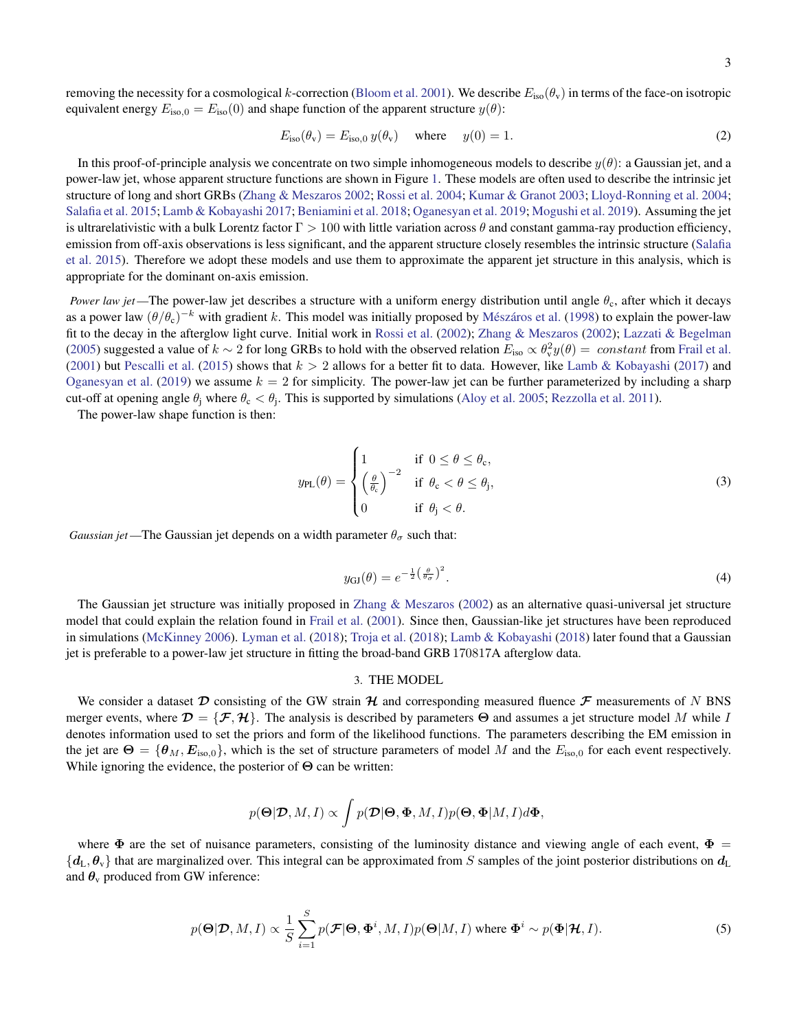removing the necessity for a cosmological $k$-correction (Bloom et al. 2001). We describe $E_{\rm iso}(\theta_{\rm v})$ in terms of the face-on isotropic equivalent energy $E_{\rm iso,0} = E_{\rm iso}(0)$ and shape function of the apparent structure $y(\theta)$:

$$E_{\rm iso}(\theta_{\rm v}) = E_{\rm iso,0}\, y(\theta_{\rm v}) \quad \text{where} \quad y(0) = 1. \tag{2}$$

In this proof-of-principle analysis we concentrate on two simple inhomogeneous models to describe $y(\theta)$: a Gaussian jet, and a power-law jet, whose apparent structure functions are shown in Figure 1. These models are often used to describe the intrinsic jet structure of long and short GRBs (Zhang & Meszaros 2002; Rossi et al. 2004; Kumar & Granot 2003; Lloyd-Ronning et al. 2004; Salafia et al. 2015; Lamb & Kobayashi 2017; Beniamini et al. 2018; Oganesyan et al. 2019; Mogushi et al. 2019). Assuming the jet is ultrarelativistic with a bulk Lorentz factor $\Gamma > 100$ with little variation across $\theta$ and constant gamma-ray production efficiency, emission from off-axis observations is less significant, and the apparent structure closely resembles the intrinsic structure (Salafia et al. 2015). Therefore we adopt these models and use them to approximate the apparent jet structure in this analysis, which is appropriate for the dominant on-axis emission.

*Power law jet*—The power-law jet describes a structure with a uniform energy distribution until angle $\theta_{\rm c}$, after which it decays as a power law $(\theta/\theta_{\rm c})^{-k}$ with gradient $k$. This model was initially proposed by Mészáros et al. (1998) to explain the power-law fit to the decay in the afterglow light curve. Initial work in Rossi et al. (2002); Zhang & Meszaros (2002); Lazzati & Begelman (2005) suggested a value of $k \sim 2$ for long GRBs to hold with the observed relation $E_{\rm iso} \propto \theta_{\rm v}^2 y(\theta) = \textit{constant}$ from Frail et al. (2001) but Pescalli et al. (2015) shows that $k > 2$ allows for a better fit to data. However, like Lamb & Kobayashi (2017) and Oganesyan et al. (2019) we assume $k = 2$ for simplicity. The power-law jet can be further parameterized by including a sharp cut-off at opening angle $\theta_{\rm j}$ where $\theta_{\rm c} < \theta_{\rm j}$. This is supported by simulations (Aloy et al. 2005; Rezzolla et al. 2011).

The power-law shape function is then:

$$y_{\rm PL}(\theta) = \begin{cases} 1 & \text{if } 0 \leq \theta \leq \theta_{\rm c}, \\ \left(\frac{\theta}{\theta_{\rm c}}\right)^{-2} & \text{if } \theta_{\rm c} < \theta \leq \theta_{\rm j}, \\ 0 & \text{if } \theta_{\rm j} < \theta. \end{cases} \tag{3}$$

*Gaussian jet*—The Gaussian jet depends on a width parameter $\theta_\sigma$ such that:

$$y_{\rm GJ}(\theta) = e^{-\frac{1}{2}\left(\frac{\theta}{\theta_\sigma}\right)^2}. \tag{4}$$

The Gaussian jet structure was initially proposed in Zhang & Meszaros (2002) as an alternative quasi-universal jet structure model that could explain the relation found in Frail et al. (2001). Since then, Gaussian-like jet structures have been reproduced in simulations (McKinney 2006). Lyman et al. (2018); Troja et al. (2018); Lamb & Kobayashi (2018) later found that a Gaussian jet is preferable to a power-law jet structure in fitting the broad-band GRB 170817A afterglow data.

## 3. THE MODEL

We consider a dataset $\boldsymbol{\mathcal{D}}$ consisting of the GW strain $\boldsymbol{\mathcal{H}}$ and corresponding measured fluence $\boldsymbol{\mathcal{F}}$ measurements of $N$ BNS merger events, where $\boldsymbol{\mathcal{D}} = \{\boldsymbol{\mathcal{F}}, \boldsymbol{\mathcal{H}}\}$. The analysis is described by parameters $\boldsymbol{\Theta}$ and assumes a jet structure model $M$ while $I$ denotes information used to set the priors and form of the likelihood functions. The parameters describing the EM emission in the jet are $\boldsymbol{\Theta} = \{\boldsymbol{\theta}_M, \boldsymbol{E}_{\rm iso,0}\}$, which is the set of structure parameters of model $M$ and the $E_{\rm iso,0}$ for each event respectively. While ignoring the evidence, the posterior of $\boldsymbol{\Theta}$ can be written:

$$p(\boldsymbol{\Theta}|\boldsymbol{\mathcal{D}}, M, I) \propto \int p(\boldsymbol{\mathcal{D}}|\boldsymbol{\Theta}, \boldsymbol{\Phi}, M, I) p(\boldsymbol{\Theta}, \boldsymbol{\Phi}|M, I) d\boldsymbol{\Phi},$$

where $\boldsymbol{\Phi}$ are the set of nuisance parameters, consisting of the luminosity distance and viewing angle of each event, $\boldsymbol{\Phi} = \{\boldsymbol{d}_{\rm L}, \boldsymbol{\theta}_{\rm v}\}$ that are marginalized over. This integral can be approximated from $S$ samples of the joint posterior distributions on $\boldsymbol{d}_{\rm L}$ and $\boldsymbol{\theta}_{\rm v}$ produced from GW inference:

$$p(\boldsymbol{\Theta}|\boldsymbol{\mathcal{D}}, M, I) \propto \frac{1}{S}\sum_{i=1}^{S} p(\boldsymbol{\mathcal{F}}|\boldsymbol{\Theta}, \boldsymbol{\Phi}^i, M, I) p(\boldsymbol{\Theta}|M, I) \text{ where } \boldsymbol{\Phi}^i \sim p(\boldsymbol{\Phi}|\boldsymbol{\mathcal{H}}, I). \tag{5}$$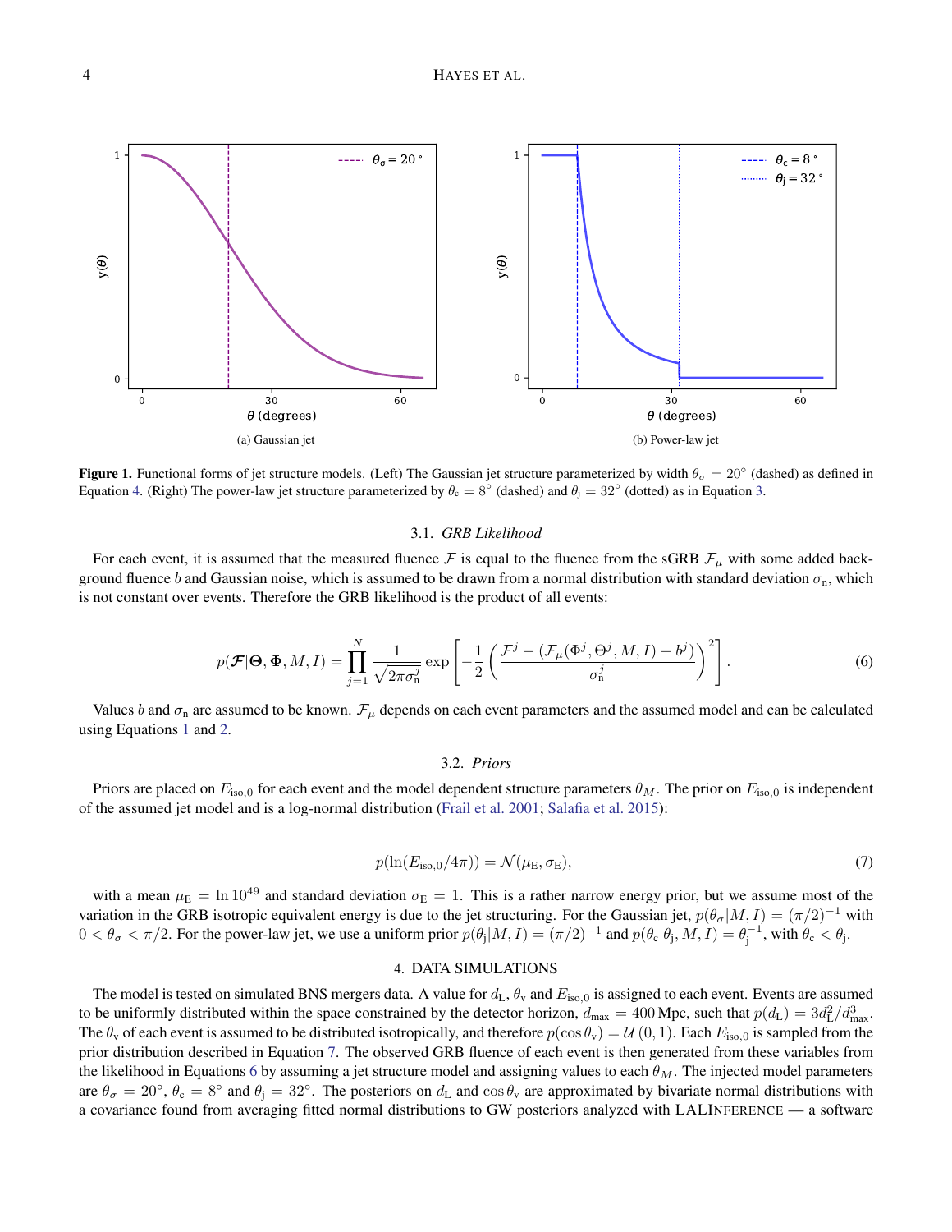(a) Gaussian jet

(b) Power-law jet

**Figure 1.** Functional forms of jet structure models. (Left) The Gaussian jet structure parameterized by width $\theta_\sigma = 20^\circ$ (dashed) as defined in Equation 4. (Right) The power-law jet structure parameterized by $\theta_c = 8^\circ$ (dashed) and $\theta_j = 32^\circ$ (dotted) as in Equation 3.

### 3.1. *GRB Likelihood*

For each event, it is assumed that the measured fluence $\mathcal{F}$ is equal to the fluence from the sGRB $\mathcal{F}_\mu$ with some added background fluence $b$ and Gaussian noise, which is assumed to be drawn from a normal distribution with standard deviation $\sigma_n$, which is not constant over events. Therefore the GRB likelihood is the product of all events:

$$p(\boldsymbol{\mathcal{F}}|\boldsymbol{\Theta}, \boldsymbol{\Phi}, M, I) = \prod_{j=1}^{N} \frac{1}{\sqrt{2\pi\sigma_n^j}} \exp\left[-\frac{1}{2}\left(\frac{\mathcal{F}^j - (\mathcal{F}_\mu(\Phi^j, \Theta^j, M, I) + b^j)}{\sigma_n^j}\right)^2\right]. \tag{6}$$

Values $b$ and $\sigma_n$ are assumed to be known. $\mathcal{F}_\mu$ depends on each event parameters and the assumed model and can be calculated using Equations 1 and 2.

### 3.2. *Priors*

Priors are placed on $E_{\mathrm{iso},0}$ for each event and the model dependent structure parameters $\theta_M$. The prior on $E_{\mathrm{iso},0}$ is independent of the assumed jet model and is a log-normal distribution (Frail et al. 2001; Salafia et al. 2015):

$$p(\ln(E_{\mathrm{iso},0}/4\pi)) = \mathcal{N}(\mu_E, \sigma_E), \tag{7}$$

with a mean $\mu_E = \ln 10^{49}$ and standard deviation $\sigma_E = 1$. This is a rather narrow energy prior, but we assume most of the variation in the GRB isotropic equivalent energy is due to the jet structuring. For the Gaussian jet, $p(\theta_\sigma|M, I) = (\pi/2)^{-1}$ with $0 < \theta_\sigma < \pi/2$. For the power-law jet, we use a uniform prior $p(\theta_j|M, I) = (\pi/2)^{-1}$ and $p(\theta_c|\theta_j, M, I) = \theta_j^{-1}$, with $\theta_c < \theta_j$.

## 4. DATA SIMULATIONS

The model is tested on simulated BNS mergers data. A value for $d_L$, $\theta_v$ and $E_{\mathrm{iso},0}$ is assigned to each event. Events are assumed to be uniformly distributed within the space constrained by the detector horizon, $d_{\mathrm{max}} = 400\,\mathrm{Mpc}$, such that $p(d_L) = 3d_L^2/d_{\mathrm{max}}^3$. The $\theta_v$ of each event is assumed to be distributed isotropically, and therefore $p(\cos\theta_v) = \mathcal{U}(0, 1)$. Each $E_{\mathrm{iso},0}$ is sampled from the prior distribution described in Equation 7. The observed GRB fluence of each event is then generated from these variables from the likelihood in Equations 6 by assuming a jet structure model and assigning values to each $\theta_M$. The injected model parameters are $\theta_\sigma = 20^\circ$, $\theta_c = 8^\circ$ and $\theta_j = 32^\circ$. The posteriors on $d_L$ and $\cos\theta_v$ are approximated by bivariate normal distributions with a covariance found from averaging fitted normal distributions to GW posteriors analyzed with LALINFERENCE — a software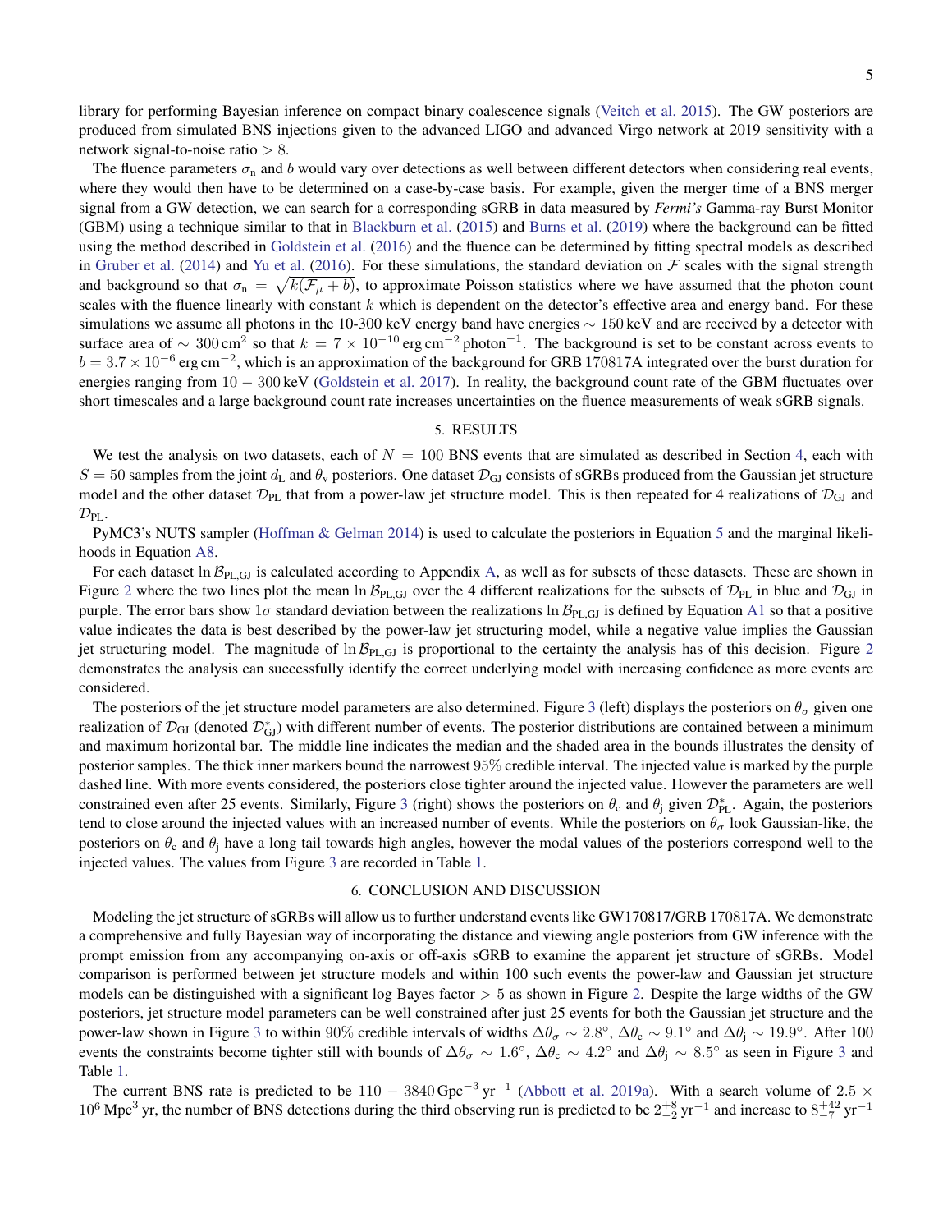library for performing Bayesian inference on compact binary coalescence signals (Veitch et al. 2015). The GW posteriors are produced from simulated BNS injections given to the advanced LIGO and advanced Virgo network at 2019 sensitivity with a network signal-to-noise ratio $> 8$.

The fluence parameters $\sigma_{\rm n}$ and $b$ would vary over detections as well between different detectors when considering real events, where they would then have to be determined on a case-by-case basis. For example, given the merger time of a BNS merger signal from a GW detection, we can search for a corresponding sGRB in data measured by *Fermi's* Gamma-ray Burst Monitor (GBM) using a technique similar to that in Blackburn et al. (2015) and Burns et al. (2019) where the background can be fitted using the method described in Goldstein et al. (2016) and the fluence can be determined by fitting spectral models as described in Gruber et al. (2014) and Yu et al. (2016). For these simulations, the standard deviation on $\mathcal{F}$ scales with the signal strength and background so that $\sigma_{\rm n} = \sqrt{k(\mathcal{F}_{\mu} + b)}$, to approximate Poisson statistics where we have assumed that the photon count scales with the fluence linearly with constant $k$ which is dependent on the detector's effective area and energy band. For these simulations we assume all photons in the 10-300 keV energy band have energies $\sim 150\,\text{keV}$ and are received by a detector with surface area of $\sim 300\,\text{cm}^2$ so that $k = 7 \times 10^{-10}\,\text{erg}\,\text{cm}^{-2}\,\text{photon}^{-1}$. The background is set to be constant across events to $b = 3.7 \times 10^{-6}\,\text{erg}\,\text{cm}^{-2}$, which is an approximation of the background for GRB 170817A integrated over the burst duration for energies ranging from $10 - 300\,\text{keV}$ (Goldstein et al. 2017). In reality, the background count rate of the GBM fluctuates over short timescales and a large background count rate increases uncertainties on the fluence measurements of weak sGRB signals.

## 5. RESULTS

We test the analysis on two datasets, each of $N = 100$ BNS events that are simulated as described in Section 4, each with $S = 50$ samples from the joint $d_{\rm L}$ and $\theta_{\rm v}$ posteriors. One dataset $\mathcal{D}_{\rm GJ}$ consists of sGRBs produced from the Gaussian jet structure model and the other dataset $\mathcal{D}_{\rm PL}$ that from a power-law jet structure model. This is then repeated for 4 realizations of $\mathcal{D}_{\rm GJ}$ and $\mathcal{D}_{\rm PL}$.

PyMC3's NUTS sampler (Hoffman & Gelman 2014) is used to calculate the posteriors in Equation 5 and the marginal likelihoods in Equation A8.

For each dataset $\ln \mathcal{B}_{\rm PL,GJ}$ is calculated according to Appendix A, as well as for subsets of these datasets. These are shown in Figure 2 where the two lines plot the mean $\ln \mathcal{B}_{\rm PL,GJ}$ over the 4 different realizations for the subsets of $\mathcal{D}_{\rm PL}$ in blue and $\mathcal{D}_{\rm GJ}$ in purple. The error bars show $1\sigma$ standard deviation between the realizations $\ln \mathcal{B}_{\rm PL,GJ}$ is defined by Equation A1 so that a positive value indicates the data is best described by the power-law jet structuring model, while a negative value implies the Gaussian jet structuring model. The magnitude of $\ln \mathcal{B}_{\rm PL,GJ}$ is proportional to the certainty the analysis has of this decision. Figure 2 demonstrates the analysis can successfully identify the correct underlying model with increasing confidence as more events are considered.

The posteriors of the jet structure model parameters are also determined. Figure 3 (left) displays the posteriors on $\theta_{\sigma}$ given one realization of $\mathcal{D}_{\rm GJ}$ (denoted $\mathcal{D}^{*}_{\rm GJ}$) with different number of events. The posterior distributions are contained between a minimum and maximum horizontal bar. The middle line indicates the median and the shaded area in the bounds illustrates the density of posterior samples. The thick inner markers bound the narrowest 95% credible interval. The injected value is marked by the purple dashed line. With more events considered, the posteriors close tighter around the injected value. However the parameters are well constrained even after 25 events. Similarly, Figure 3 (right) shows the posteriors on $\theta_{\rm c}$ and $\theta_{\rm j}$ given $\mathcal{D}^{*}_{\rm PL}$. Again, the posteriors tend to close around the injected values with an increased number of events. While the posteriors on $\theta_{\sigma}$ look Gaussian-like, the posteriors on $\theta_{\rm c}$ and $\theta_{\rm j}$ have a long tail towards high angles, however the modal values of the posteriors correspond well to the injected values. The values from Figure 3 are recorded in Table 1.

## 6. CONCLUSION AND DISCUSSION

Modeling the jet structure of sGRBs will allow us to further understand events like GW170817/GRB 170817A. We demonstrate a comprehensive and fully Bayesian way of incorporating the distance and viewing angle posteriors from GW inference with the prompt emission from any accompanying on-axis or off-axis sGRB to examine the apparent jet structure of sGRBs. Model comparison is performed between jet structure models and within 100 such events the power-law and Gaussian jet structure models can be distinguished with a significant log Bayes factor $> 5$ as shown in Figure 2. Despite the large widths of the GW posteriors, jet structure model parameters can be well constrained after just 25 events for both the Gaussian jet structure and the power-law shown in Figure 3 to within 90% credible intervals of widths $\Delta\theta_{\sigma} \sim 2.8^{\circ}$, $\Delta\theta_{\rm c} \sim 9.1^{\circ}$ and $\Delta\theta_{\rm j} \sim 19.9^{\circ}$. After 100 events the constraints become tighter still with bounds of $\Delta\theta_{\sigma} \sim 1.6^{\circ}$, $\Delta\theta_{\rm c} \sim 4.2^{\circ}$ and $\Delta\theta_{\rm j} \sim 8.5^{\circ}$ as seen in Figure 3 and Table 1.

The current BNS rate is predicted to be $110 - 3840\,\text{Gpc}^{-3}\,\text{yr}^{-1}$ (Abbott et al. 2019a). With a search volume of $2.5 \times 10^{6}\,\text{Mpc}^{3}\,\text{yr}$, the number of BNS detections during the third observing run is predicted to be $2^{+8}_{-2}\,\text{yr}^{-1}$ and increase to $8^{+42}_{-7}\,\text{yr}^{-1}$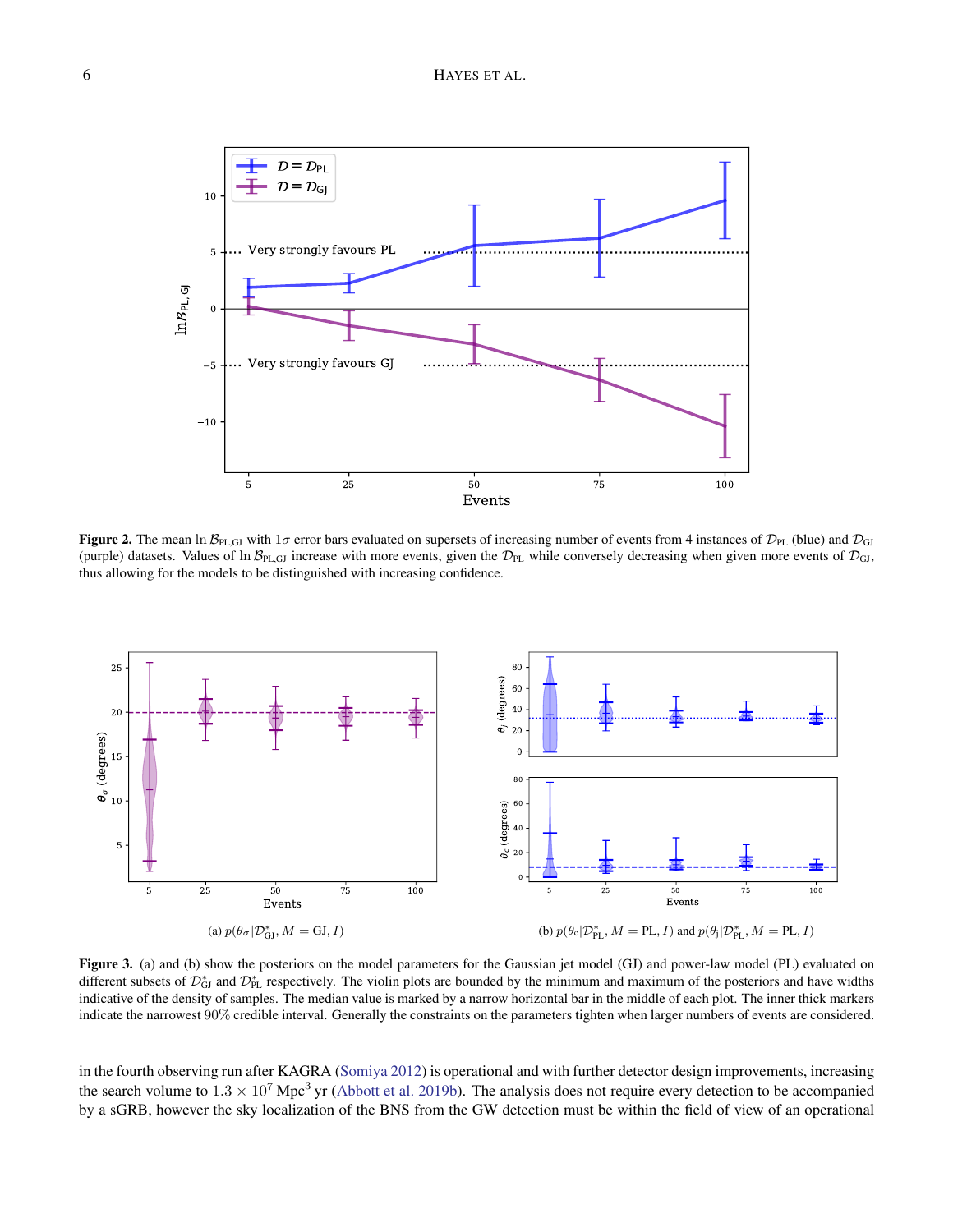**Figure 2.** The mean $\ln \mathcal{B}_{\rm PL,GJ}$ with $1\sigma$ error bars evaluated on supersets of increasing number of events from 4 instances of $\mathcal{D}_{\rm PL}$ (blue) and $\mathcal{D}_{\rm GJ}$ (purple) datasets. Values of $\ln \mathcal{B}_{\rm PL,GJ}$ increase with more events, given the $\mathcal{D}_{\rm PL}$ while conversely decreasing when given more events of $\mathcal{D}_{\rm GJ}$, thus allowing for the models to be distinguished with increasing confidence.

(a) $p(\theta_\sigma|\mathcal{D}^*_{\rm GJ}, M = {\rm GJ}, I)$

(b) $p(\theta_c|\mathcal{D}^*_{\rm PL}, M = {\rm PL}, I)$ and $p(\theta_j|\mathcal{D}^*_{\rm PL}, M = {\rm PL}, I)$

**Figure 3.** (a) and (b) show the posteriors on the model parameters for the Gaussian jet model (GJ) and power-law model (PL) evaluated on different subsets of $\mathcal{D}^*_{\rm GJ}$ and $\mathcal{D}^*_{\rm PL}$ respectively. The violin plots are bounded by the minimum and maximum of the posteriors and have widths indicative of the density of samples. The median value is marked by a narrow horizontal bar in the middle of each plot. The inner thick markers indicate the narrowest 90% credible interval. Generally the constraints on the parameters tighten when larger numbers of events are considered.

in the fourth observing run after KAGRA (Somiya 2012) is operational and with further detector design improvements, increasing the search volume to $1.3 \times 10^7$ Mpc$^3$ yr (Abbott et al. 2019b). The analysis does not require every detection to be accompanied by a sGRB, however the sky localization of the BNS from the GW detection must be within the field of view of an operational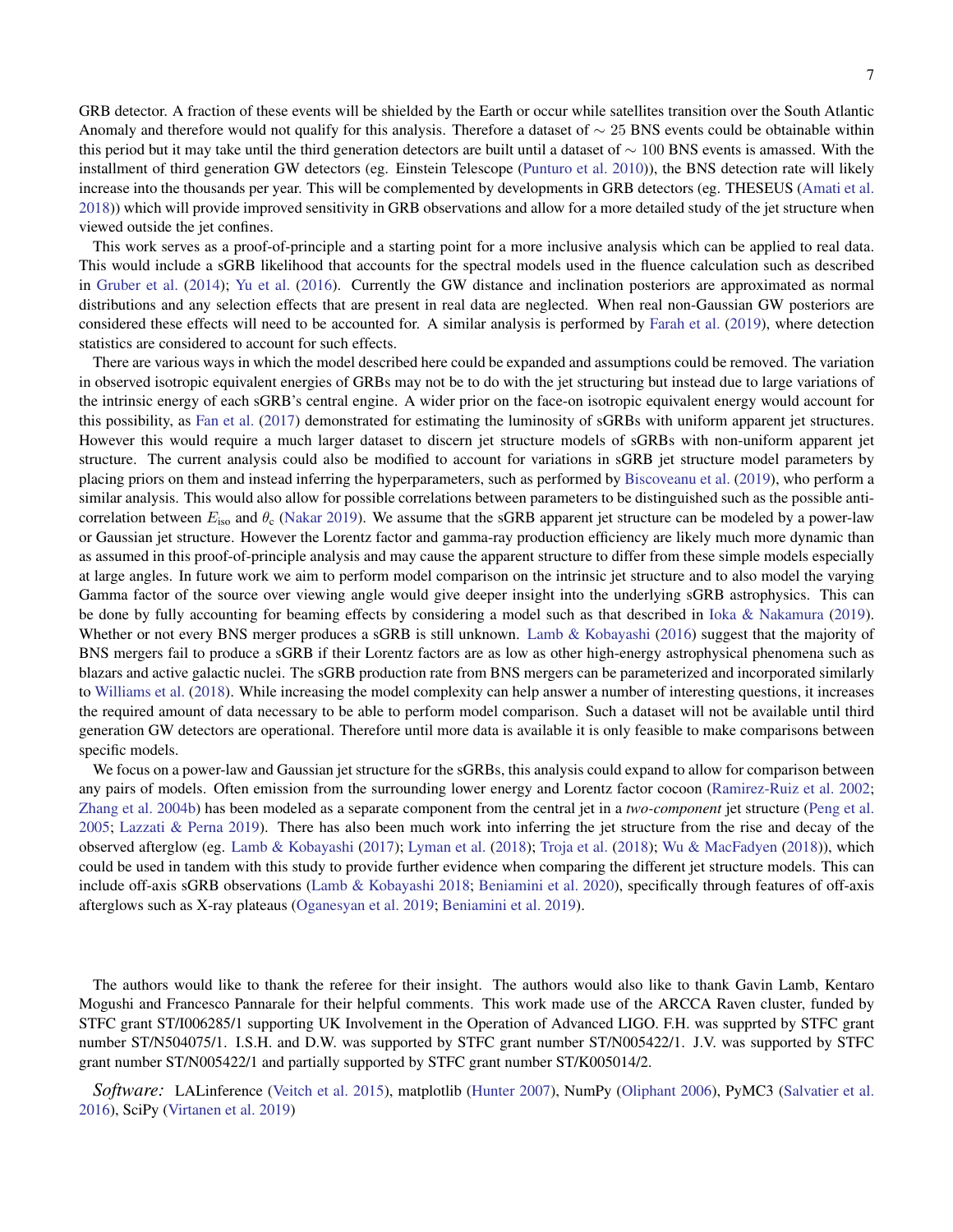GRB detector. A fraction of these events will be shielded by the Earth or occur while satellites transition over the South Atlantic Anomaly and therefore would not qualify for this analysis. Therefore a dataset of $\sim 25$ BNS events could be obtainable within this period but it may take until the third generation detectors are built until a dataset of $\sim 100$ BNS events is amassed. With the installment of third generation GW detectors (eg. Einstein Telescope (Punturo et al. 2010)), the BNS detection rate will likely increase into the thousands per year. This will be complemented by developments in GRB detectors (eg. THESEUS (Amati et al. 2018)) which will provide improved sensitivity in GRB observations and allow for a more detailed study of the jet structure when viewed outside the jet confines.

This work serves as a proof-of-principle and a starting point for a more inclusive analysis which can be applied to real data. This would include a sGRB likelihood that accounts for the spectral models used in the fluence calculation such as described in Gruber et al. (2014); Yu et al. (2016). Currently the GW distance and inclination posteriors are approximated as normal distributions and any selection effects that are present in real data are neglected. When real non-Gaussian GW posteriors are considered these effects will need to be accounted for. A similar analysis is performed by Farah et al. (2019), where detection statistics are considered to account for such effects.

There are various ways in which the model described here could be expanded and assumptions could be removed. The variation in observed isotropic equivalent energies of GRBs may not be to do with the jet structuring but instead due to large variations of the intrinsic energy of each sGRB's central engine. A wider prior on the face-on isotropic equivalent energy would account for this possibility, as Fan et al. (2017) demonstrated for estimating the luminosity of sGRBs with uniform apparent jet structures. However this would require a much larger dataset to discern jet structure models of sGRBs with non-uniform apparent jet structure. The current analysis could also be modified to account for variations in sGRB jet structure model parameters by placing priors on them and instead inferring the hyperparameters, such as performed by Biscoveanu et al. (2019), who perform a similar analysis. This would also allow for possible correlations between parameters to be distinguished such as the possible anti-correlation between $E_{\rm iso}$ and $\theta_{\rm c}$ (Nakar 2019). We assume that the sGRB apparent jet structure can be modeled by a power-law or Gaussian jet structure. However the Lorentz factor and gamma-ray production efficiency are likely much more dynamic than as assumed in this proof-of-principle analysis and may cause the apparent structure to differ from these simple models especially at large angles. In future work we aim to perform model comparison on the intrinsic jet structure and to also model the varying Gamma factor of the source over viewing angle would give deeper insight into the underlying sGRB astrophysics. This can be done by fully accounting for beaming effects by considering a model such as that described in Ioka & Nakamura (2019). Whether or not every BNS merger produces a sGRB is still unknown. Lamb & Kobayashi (2016) suggest that the majority of BNS mergers fail to produce a sGRB if their Lorentz factors are as low as other high-energy astrophysical phenomena such as blazars and active galactic nuclei. The sGRB production rate from BNS mergers can be parameterized and incorporated similarly to Williams et al. (2018). While increasing the model complexity can help answer a number of interesting questions, it increases the required amount of data necessary to be able to perform model comparison. Such a dataset will not be available until third generation GW detectors are operational. Therefore until more data is available it is only feasible to make comparisons between specific models.

We focus on a power-law and Gaussian jet structure for the sGRBs, this analysis could expand to allow for comparison between any pairs of models. Often emission from the surrounding lower energy and Lorentz factor cocoon (Ramirez-Ruiz et al. 2002; Zhang et al. 2004b) has been modeled as a separate component from the central jet in a *two-component* jet structure (Peng et al. 2005; Lazzati & Perna 2019). There has also been much work into inferring the jet structure from the rise and decay of the observed afterglow (eg. Lamb & Kobayashi (2017); Lyman et al. (2018); Troja et al. (2018); Wu & MacFadyen (2018)), which could be used in tandem with this study to provide further evidence when comparing the different jet structure models. This can include off-axis sGRB observations (Lamb & Kobayashi 2018; Beniamini et al. 2020), specifically through features of off-axis afterglows such as X-ray plateaus (Oganesyan et al. 2019; Beniamini et al. 2019).

The authors would like to thank the referee for their insight. The authors would also like to thank Gavin Lamb, Kentaro Mogushi and Francesco Pannarale for their helpful comments. This work made use of the ARCCA Raven cluster, funded by STFC grant ST/I006285/1 supporting UK Involvement in the Operation of Advanced LIGO. F.H. was supprted by STFC grant number ST/N504075/1. I.S.H. and D.W. was supported by STFC grant number ST/N005422/1. J.V. was supported by STFC grant number ST/N005422/1 and partially supported by STFC grant number ST/K005014/2.

*Software:* LALinference (Veitch et al. 2015), matplotlib (Hunter 2007), NumPy (Oliphant 2006), PyMC3 (Salvatier et al. 2016), SciPy (Virtanen et al. 2019)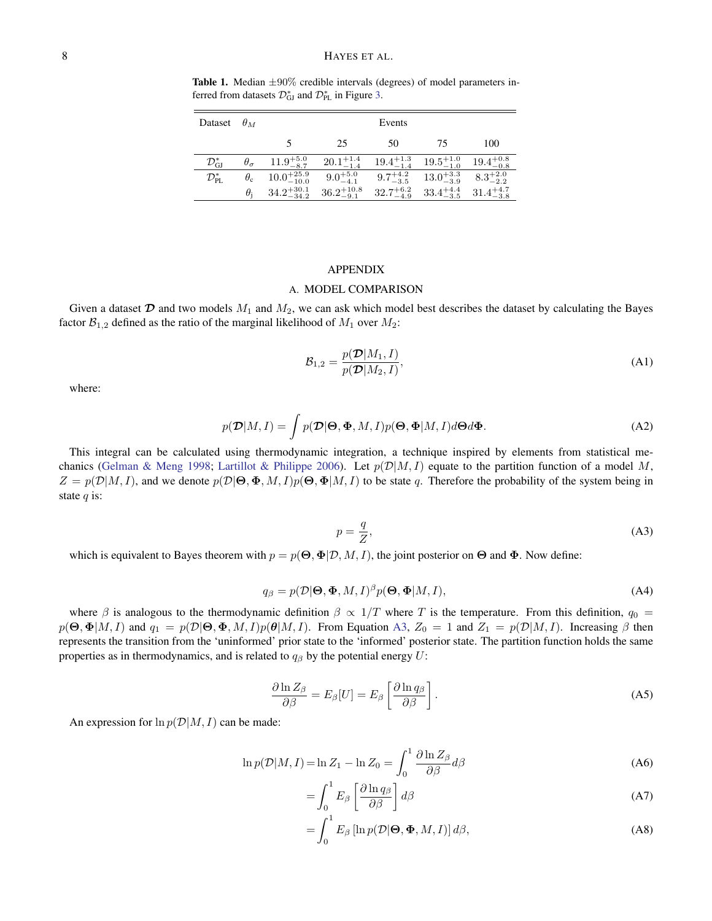**Table 1.** Median $\pm 90\%$ credible intervals (degrees) of model parameters inferred from datasets $\mathcal{D}^*_{\mathrm{GJ}}$ and $\mathcal{D}^*_{\mathrm{PL}}$ in Figure 3.

| Dataset | $\theta_M$ | Events | | | | |
|---|---|---|---|---|---|---|
| | | 5 | 25 | 50 | 75 | 100 |
| $\mathcal{D}^*_{\mathrm{GJ}}$ | $\theta_\sigma$ | $11.9^{+5.0}_{-8.7}$ | $20.1^{+1.4}_{-1.4}$ | $19.4^{+1.3}_{-1.4}$ | $19.5^{+1.0}_{-1.0}$ | $19.4^{+0.8}_{-0.8}$ |
| $\mathcal{D}^*_{\mathrm{PL}}$ | $\theta_{\mathrm{c}}$ | $10.0^{+25.9}_{-10.0}$ | $9.0^{+5.0}_{-4.1}$ | $9.7^{+4.2}_{-3.5}$ | $13.0^{+3.3}_{-3.9}$ | $8.3^{+2.0}_{-2.2}$ |
| | $\theta_{\mathrm{j}}$ | $34.2^{+30.1}_{-34.2}$ | $36.2^{+10.8}_{-9.1}$ | $32.7^{+6.2}_{-4.9}$ | $33.4^{+4.4}_{-3.5}$ | $31.4^{+4.7}_{-3.8}$ |

# APPENDIX

## A. MODEL COMPARISON

Given a dataset $\boldsymbol{\mathcal{D}}$ and two models $M_1$ and $M_2$, we can ask which model best describes the dataset by calculating the Bayes factor $\mathcal{B}_{1,2}$ defined as the ratio of the marginal likelihood of $M_1$ over $M_2$:

$$\mathcal{B}_{1,2} = \frac{p(\boldsymbol{\mathcal{D}}|M_1, I)}{p(\boldsymbol{\mathcal{D}}|M_2, I)}, \tag{A1}$$

where:

$$p(\boldsymbol{\mathcal{D}}|M, I) = \int p(\boldsymbol{\mathcal{D}}|\boldsymbol{\Theta}, \boldsymbol{\Phi}, M, I) p(\boldsymbol{\Theta}, \boldsymbol{\Phi}|M, I) d\boldsymbol{\Theta} d\boldsymbol{\Phi}. \tag{A2}$$

This integral can be calculated using thermodynamic integration, a technique inspired by elements from statistical mechanics (Gelman & Meng 1998; Lartillot & Philippe 2006). Let $p(\mathcal{D}|M, I)$ equate to the partition function of a model $M$, $Z = p(\mathcal{D}|M, I)$, and we denote $p(\mathcal{D}|\boldsymbol{\Theta}, \boldsymbol{\Phi}, M, I)p(\boldsymbol{\Theta}, \boldsymbol{\Phi}|M, I)$ to be state $q$. Therefore the probability of the system being in state $q$ is:

$$p = \frac{q}{Z}, \tag{A3}$$

which is equivalent to Bayes theorem with $p = p(\boldsymbol{\Theta}, \boldsymbol{\Phi}|\mathcal{D}, M, I)$, the joint posterior on $\boldsymbol{\Theta}$ and $\boldsymbol{\Phi}$. Now define:

$$q_\beta = p(\mathcal{D}|\boldsymbol{\Theta}, \boldsymbol{\Phi}, M, I)^\beta p(\boldsymbol{\Theta}, \boldsymbol{\Phi}|M, I), \tag{A4}$$

where $\beta$ is analogous to the thermodynamic definition $\beta \propto 1/T$ where $T$ is the temperature. From this definition, $q_0 = p(\boldsymbol{\Theta}, \boldsymbol{\Phi}|M, I)$ and $q_1 = p(\mathcal{D}|\boldsymbol{\Theta}, \boldsymbol{\Phi}, M, I)p(\boldsymbol{\theta}|M, I)$. From Equation A3, $Z_0 = 1$ and $Z_1 = p(\mathcal{D}|M, I)$. Increasing $\beta$ then represents the transition from the 'uninformed' prior state to the 'informed' posterior state. The partition function holds the same properties as in thermodynamics, and is related to $q_\beta$ by the potential energy $U$:

$$\frac{\partial \ln Z_\beta}{\partial \beta} = E_\beta[U] = E_\beta\left[\frac{\partial \ln q_\beta}{\partial \beta}\right]. \tag{A5}$$

An expression for $\ln p(\mathcal{D}|M, I)$ can be made:

$$\ln p(\mathcal{D}|M, I) = \ln Z_1 - \ln Z_0 = \int_0^1 \frac{\partial \ln Z_\beta}{\partial \beta} d\beta \tag{A6}$$

$$= \int_0^1 E_\beta\left[\frac{\partial \ln q_\beta}{\partial \beta}\right] d\beta \tag{A7}$$

$$= \int_0^1 E_\beta\left[\ln p(\mathcal{D}|\boldsymbol{\Theta}, \boldsymbol{\Phi}, M, I)\right] d\beta, \tag{A8}$$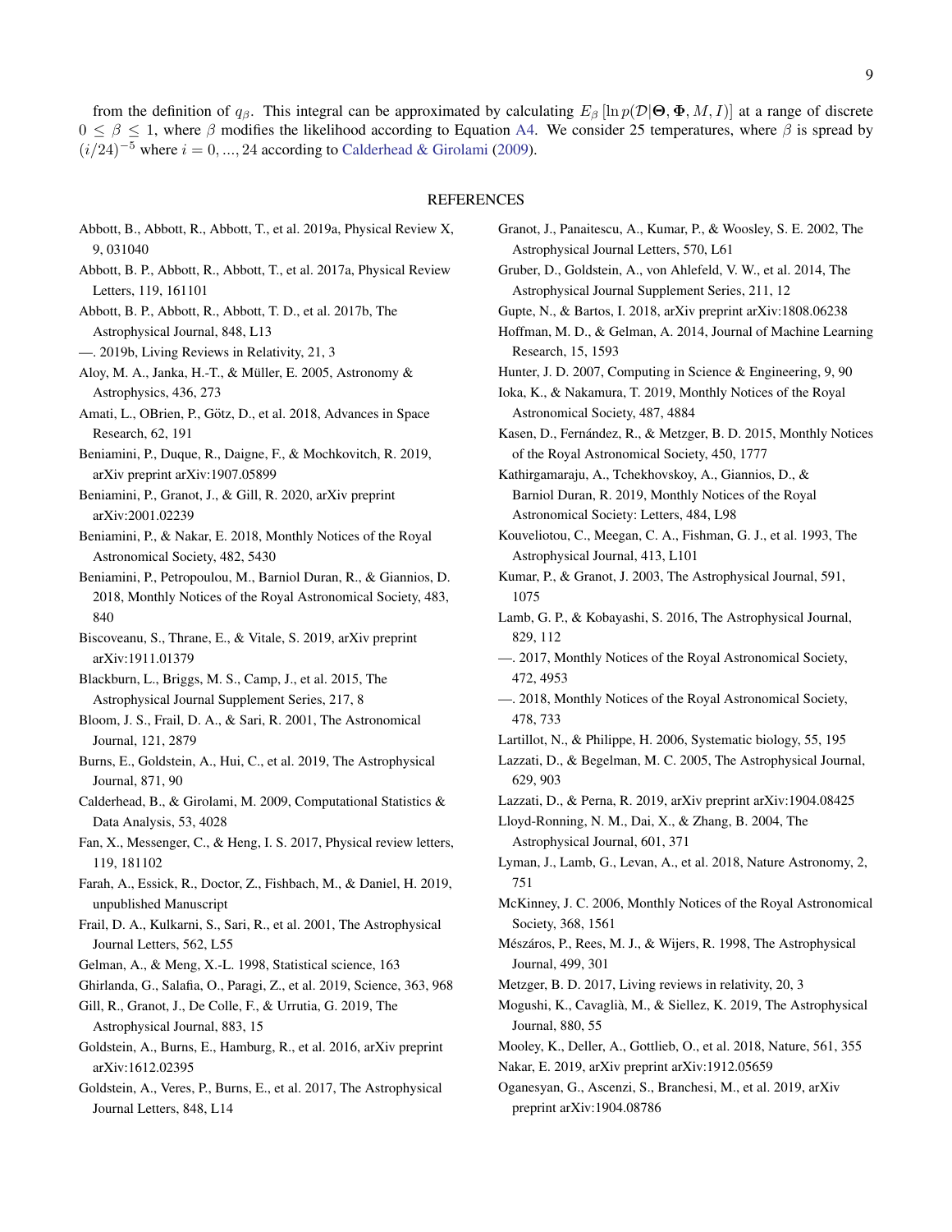from the definition of $q_\beta$. This integral can be approximated by calculating $E_\beta\left[\ln p(\mathcal{D}|\mathbf{\Theta}, \mathbf{\Phi}, M, I)\right]$ at a range of discrete $0 \leq \beta \leq 1$, where $\beta$ modifies the likelihood according to Equation A4. We consider 25 temperatures, where $\beta$ is spread by $(i/24)^{-5}$ where $i = 0, ..., 24$ according to Calderhead & Girolami (2009).

## REFERENCES

Abbott, B., Abbott, R., Abbott, T., et al. 2019a, Physical Review X, 9, 031040

Abbott, B. P., Abbott, R., Abbott, T., et al. 2017a, Physical Review Letters, 119, 161101

Abbott, B. P., Abbott, R., Abbott, T. D., et al. 2017b, The Astrophysical Journal, 848, L13

—. 2019b, Living Reviews in Relativity, 21, 3

Aloy, M. A., Janka, H.-T., & Müller, E. 2005, Astronomy & Astrophysics, 436, 273

Amati, L., OBrien, P., Götz, D., et al. 2018, Advances in Space Research, 62, 191

Beniamini, P., Duque, R., Daigne, F., & Mochkovitch, R. 2019, arXiv preprint arXiv:1907.05899

Beniamini, P., Granot, J., & Gill, R. 2020, arXiv preprint arXiv:2001.02239

Beniamini, P., & Nakar, E. 2018, Monthly Notices of the Royal Astronomical Society, 482, 5430

Beniamini, P., Petropoulou, M., Barniol Duran, R., & Giannios, D. 2018, Monthly Notices of the Royal Astronomical Society, 483, 840

Biscoveanu, S., Thrane, E., & Vitale, S. 2019, arXiv preprint arXiv:1911.01379

Blackburn, L., Briggs, M. S., Camp, J., et al. 2015, The Astrophysical Journal Supplement Series, 217, 8

Bloom, J. S., Frail, D. A., & Sari, R. 2001, The Astronomical Journal, 121, 2879

Burns, E., Goldstein, A., Hui, C., et al. 2019, The Astrophysical Journal, 871, 90

Calderhead, B., & Girolami, M. 2009, Computational Statistics & Data Analysis, 53, 4028

Fan, X., Messenger, C., & Heng, I. S. 2017, Physical review letters, 119, 181102

Farah, A., Essick, R., Doctor, Z., Fishbach, M., & Daniel, H. 2019, unpublished Manuscript

Frail, D. A., Kulkarni, S., Sari, R., et al. 2001, The Astrophysical Journal Letters, 562, L55

Gelman, A., & Meng, X.-L. 1998, Statistical science, 163

Ghirlanda, G., Salafia, O., Paragi, Z., et al. 2019, Science, 363, 968

Gill, R., Granot, J., De Colle, F., & Urrutia, G. 2019, The Astrophysical Journal, 883, 15

Goldstein, A., Burns, E., Hamburg, R., et al. 2016, arXiv preprint arXiv:1612.02395

Goldstein, A., Veres, P., Burns, E., et al. 2017, The Astrophysical Journal Letters, 848, L14

Granot, J., Panaitescu, A., Kumar, P., & Woosley, S. E. 2002, The Astrophysical Journal Letters, 570, L61

Gruber, D., Goldstein, A., von Ahlefeld, V. W., et al. 2014, The Astrophysical Journal Supplement Series, 211, 12

Gupte, N., & Bartos, I. 2018, arXiv preprint arXiv:1808.06238

Hoffman, M. D., & Gelman, A. 2014, Journal of Machine Learning Research, 15, 1593

Hunter, J. D. 2007, Computing in Science & Engineering, 9, 90

Ioka, K., & Nakamura, T. 2019, Monthly Notices of the Royal Astronomical Society, 487, 4884

Kasen, D., Fernández, R., & Metzger, B. D. 2015, Monthly Notices of the Royal Astronomical Society, 450, 1777

Kathirgamaraju, A., Tchekhovskoy, A., Giannios, D., & Barniol Duran, R. 2019, Monthly Notices of the Royal Astronomical Society: Letters, 484, L98

Kouveliotou, C., Meegan, C. A., Fishman, G. J., et al. 1993, The Astrophysical Journal, 413, L101

Kumar, P., & Granot, J. 2003, The Astrophysical Journal, 591, 1075

Lamb, G. P., & Kobayashi, S. 2016, The Astrophysical Journal, 829, 112

—. 2017, Monthly Notices of the Royal Astronomical Society, 472, 4953

—. 2018, Monthly Notices of the Royal Astronomical Society, 478, 733

Lartillot, N., & Philippe, H. 2006, Systematic biology, 55, 195

Lazzati, D., & Begelman, M. C. 2005, The Astrophysical Journal, 629, 903

Lazzati, D., & Perna, R. 2019, arXiv preprint arXiv:1904.08425

Lloyd-Ronning, N. M., Dai, X., & Zhang, B. 2004, The Astrophysical Journal, 601, 371

Lyman, J., Lamb, G., Levan, A., et al. 2018, Nature Astronomy, 2, 751

McKinney, J. C. 2006, Monthly Notices of the Royal Astronomical Society, 368, 1561

Mészáros, P., Rees, M. J., & Wijers, R. 1998, The Astrophysical Journal, 499, 301

Metzger, B. D. 2017, Living reviews in relativity, 20, 3

Mogushi, K., Cavaglià, M., & Siellez, K. 2019, The Astrophysical Journal, 880, 55

Mooley, K., Deller, A., Gottlieb, O., et al. 2018, Nature, 561, 355

Nakar, E. 2019, arXiv preprint arXiv:1912.05659

Oganesyan, G., Ascenzi, S., Branchesi, M., et al. 2019, arXiv preprint arXiv:1904.08786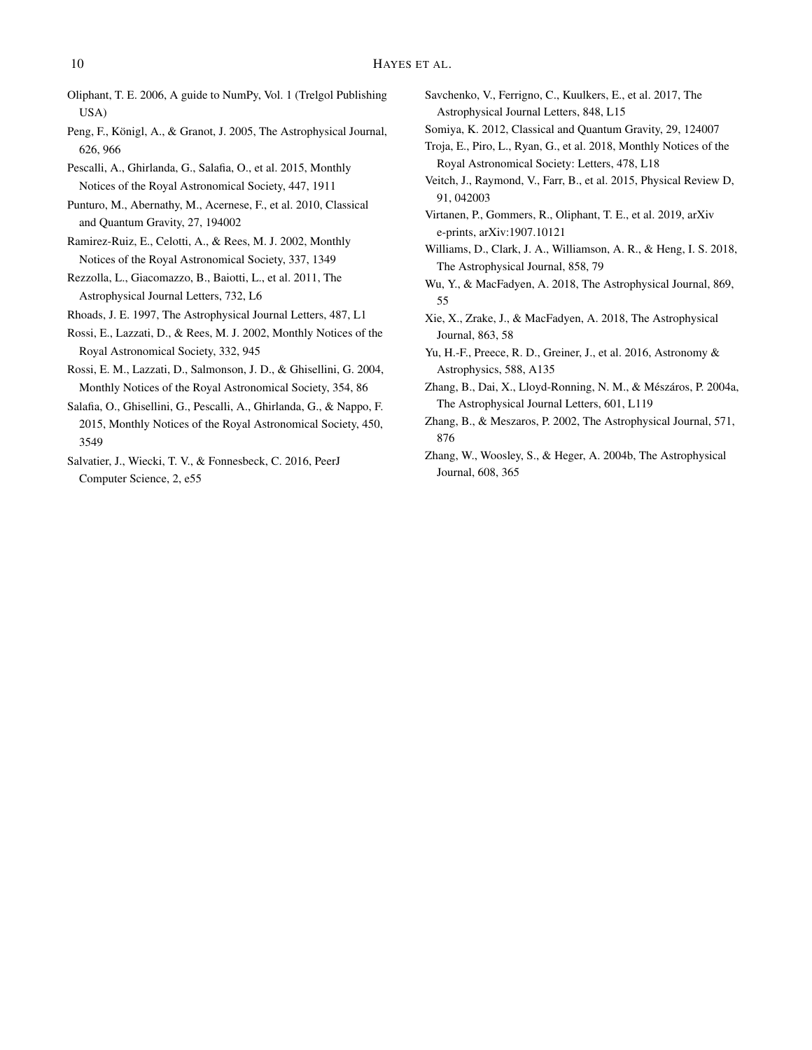Oliphant, T. E. 2006, A guide to NumPy, Vol. 1 (Trelgol Publishing USA)

Peng, F., Königl, A., & Granot, J. 2005, The Astrophysical Journal, 626, 966

Pescalli, A., Ghirlanda, G., Salafia, O., et al. 2015, Monthly Notices of the Royal Astronomical Society, 447, 1911

Punturo, M., Abernathy, M., Acernese, F., et al. 2010, Classical and Quantum Gravity, 27, 194002

Ramirez-Ruiz, E., Celotti, A., & Rees, M. J. 2002, Monthly Notices of the Royal Astronomical Society, 337, 1349

Rezzolla, L., Giacomazzo, B., Baiotti, L., et al. 2011, The Astrophysical Journal Letters, 732, L6

Rhoads, J. E. 1997, The Astrophysical Journal Letters, 487, L1

Rossi, E., Lazzati, D., & Rees, M. J. 2002, Monthly Notices of the Royal Astronomical Society, 332, 945

Rossi, E. M., Lazzati, D., Salmonson, J. D., & Ghisellini, G. 2004, Monthly Notices of the Royal Astronomical Society, 354, 86

Salafia, O., Ghisellini, G., Pescalli, A., Ghirlanda, G., & Nappo, F. 2015, Monthly Notices of the Royal Astronomical Society, 450, 3549

Salvatier, J., Wiecki, T. V., & Fonnesbeck, C. 2016, PeerJ Computer Science, 2, e55

Savchenko, V., Ferrigno, C., Kuulkers, E., et al. 2017, The Astrophysical Journal Letters, 848, L15

Somiya, K. 2012, Classical and Quantum Gravity, 29, 124007

Troja, E., Piro, L., Ryan, G., et al. 2018, Monthly Notices of the Royal Astronomical Society: Letters, 478, L18

Veitch, J., Raymond, V., Farr, B., et al. 2015, Physical Review D, 91, 042003

Virtanen, P., Gommers, R., Oliphant, T. E., et al. 2019, arXiv e-prints, arXiv:1907.10121

Williams, D., Clark, J. A., Williamson, A. R., & Heng, I. S. 2018, The Astrophysical Journal, 858, 79

Wu, Y., & MacFadyen, A. 2018, The Astrophysical Journal, 869, 55

Xie, X., Zrake, J., & MacFadyen, A. 2018, The Astrophysical Journal, 863, 58

Yu, H.-F., Preece, R. D., Greiner, J., et al. 2016, Astronomy & Astrophysics, 588, A135

Zhang, B., Dai, X., Lloyd-Ronning, N. M., & Mészáros, P. 2004a, The Astrophysical Journal Letters, 601, L119

Zhang, B., & Meszaros, P. 2002, The Astrophysical Journal, 571, 876

Zhang, W., Woosley, S., & Heger, A. 2004b, The Astrophysical Journal, 608, 365